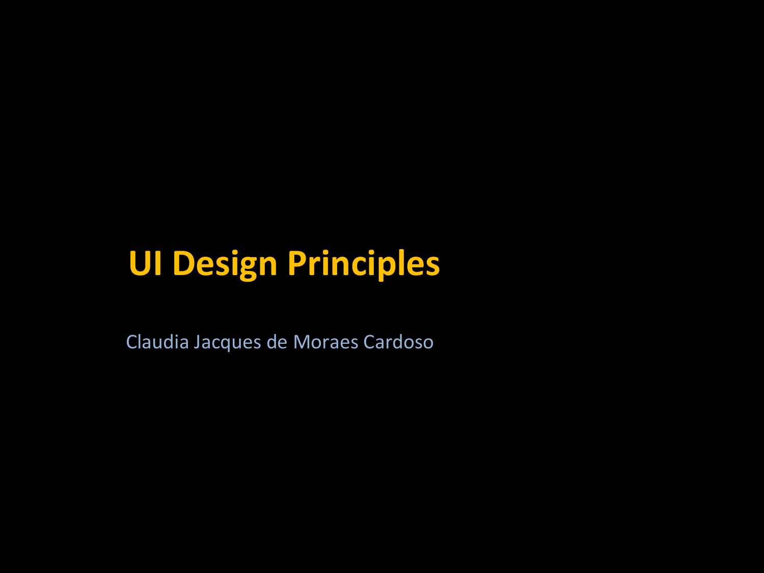# UI Design Principles

Claudia Jacques de Moraes Cardoso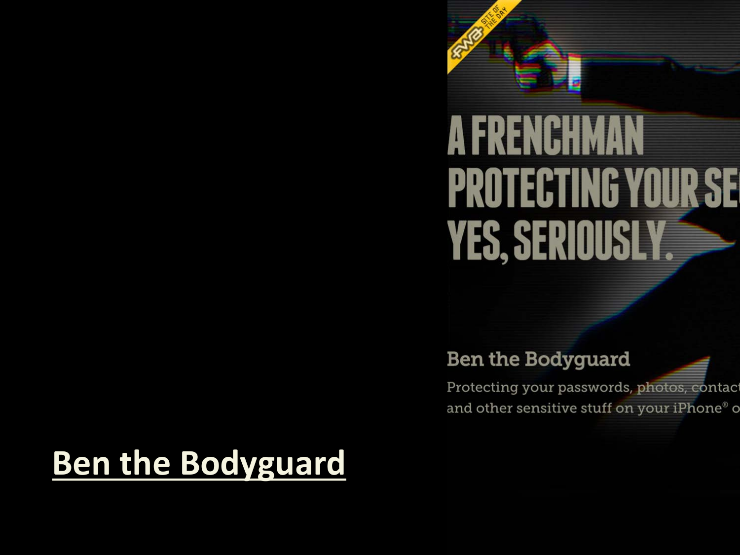[Ben the Bodyguard]()

A FRENCHMAN PROTECTING YOUR SE

YES, SERIOUSLY.

Ben the Bodyguard

Protecting your passwords, photos, contact and other sensitive stuff on your iPhone® o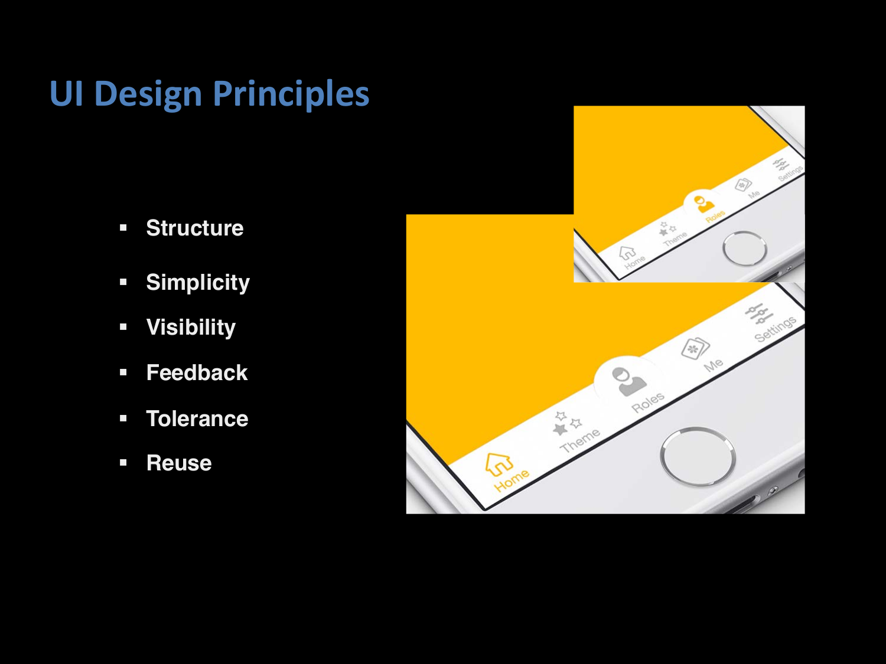# UI Design Principles

- **Structure**
- **Simplicity**
- **Visibility**
- **Feedback**
- **Tolerance**
- **Reuse**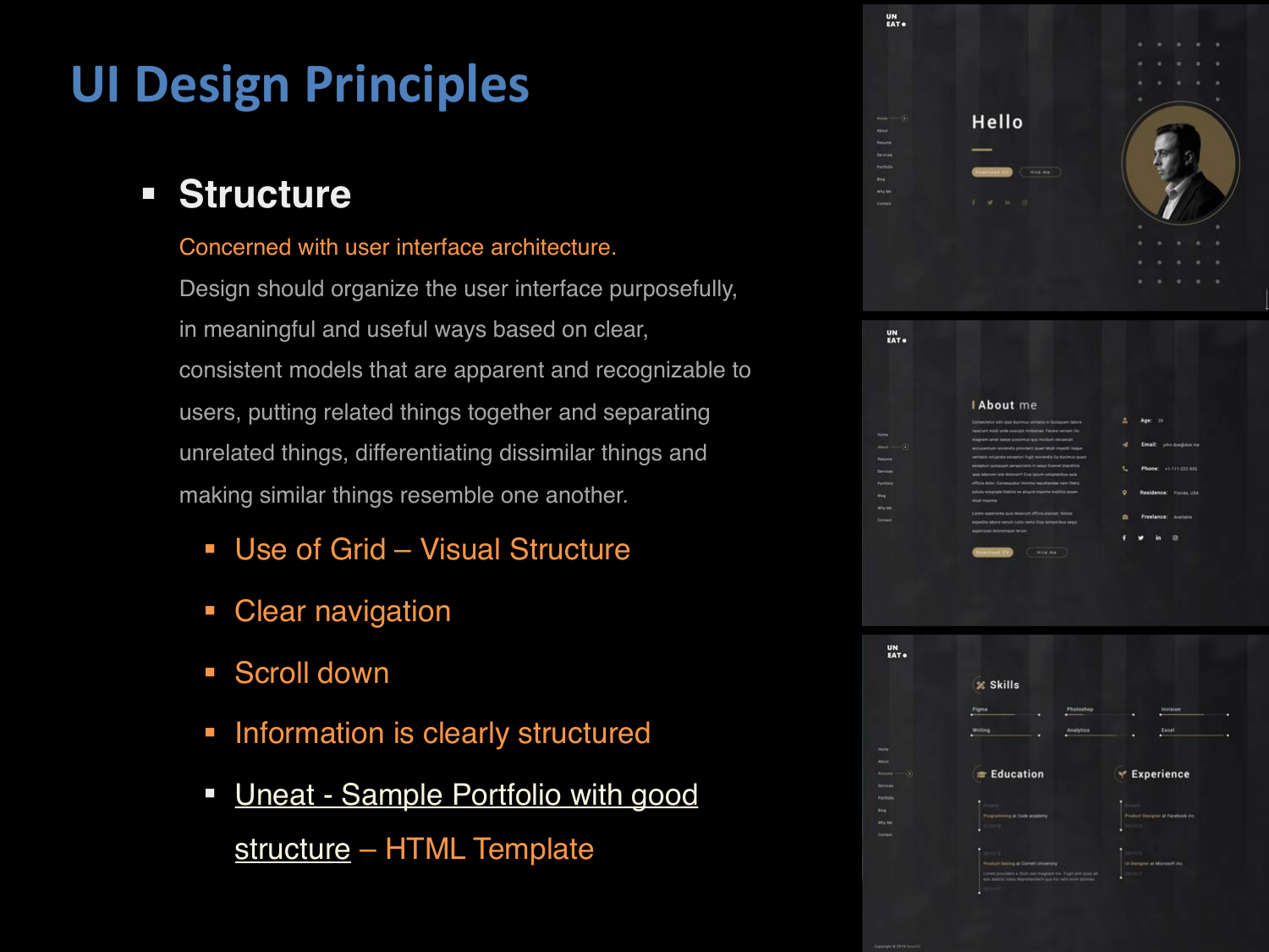# UI Design Principles

- **Structure**

  Concerned with user interface architecture.

  Design should organize the user interface purposefully, in meaningful and useful ways based on clear, consistent models that are apparent and recognizable to users, putting related things together and separating unrelated things, differentiating dissimilar things and making similar things resemble one another.

  - Use of Grid – Visual Structure
  - Clear navigation
  - Scroll down
  - Information is clearly structured
  - Uneat - Sample Portfolio with good structure – HTML Template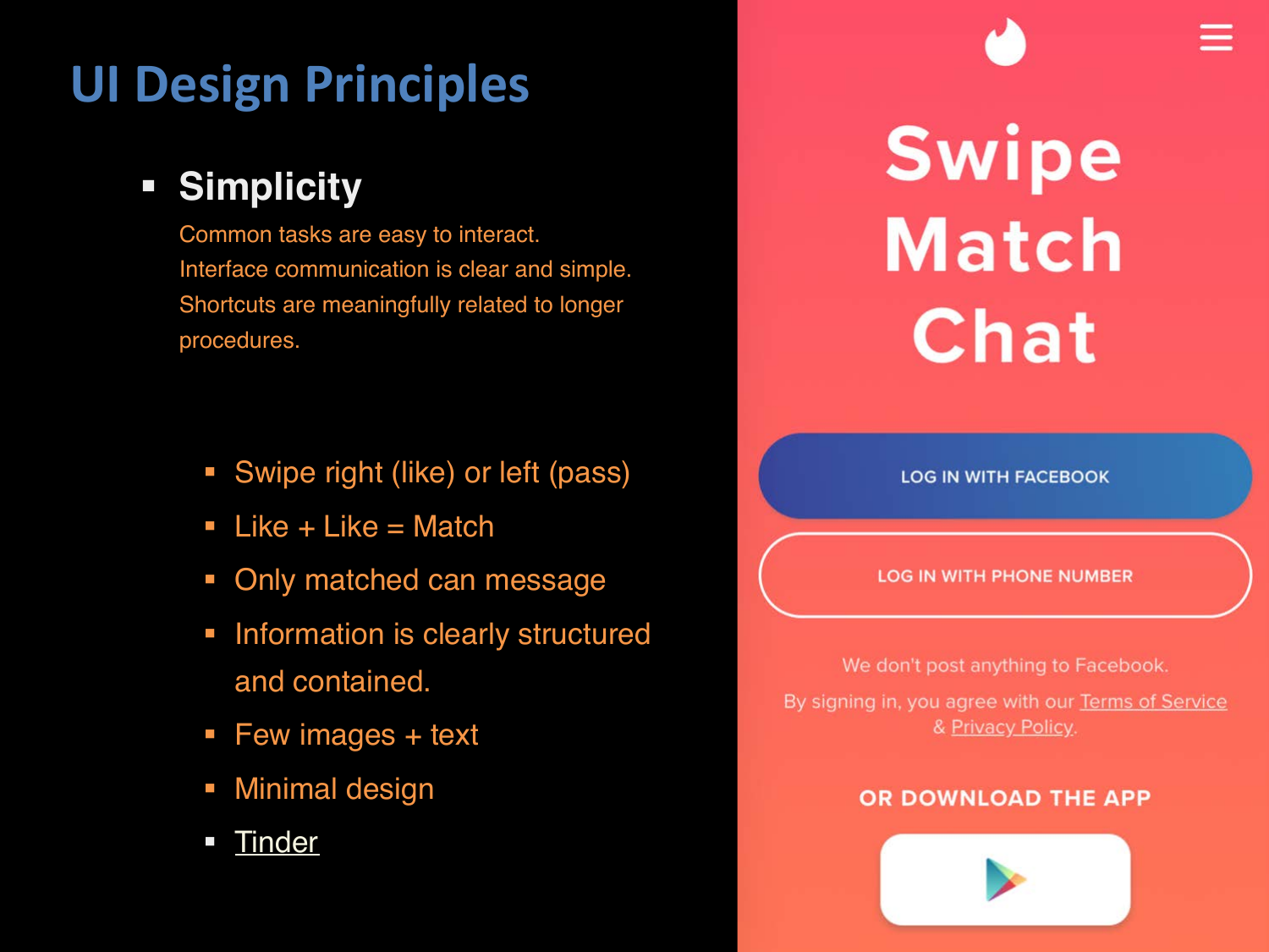# UI Design Principles

- **Simplicity**

  Common tasks are easy to interact.
  Interface communication is clear and simple.
  Shortcuts are meaningfully related to longer procedures.

  - Swipe right (like) or left (pass)
  - Like + Like = Match
  - Only matched can message
  - Information is clearly structured and contained.
  - Few images + text
  - Minimal design
  - Tinder

Swipe
Match
Chat

LOG IN WITH FACEBOOK

LOG IN WITH PHONE NUMBER

We don't post anything to Facebook.

By signing in, you agree with our Terms of Service & Privacy Policy.

OR DOWNLOAD THE APP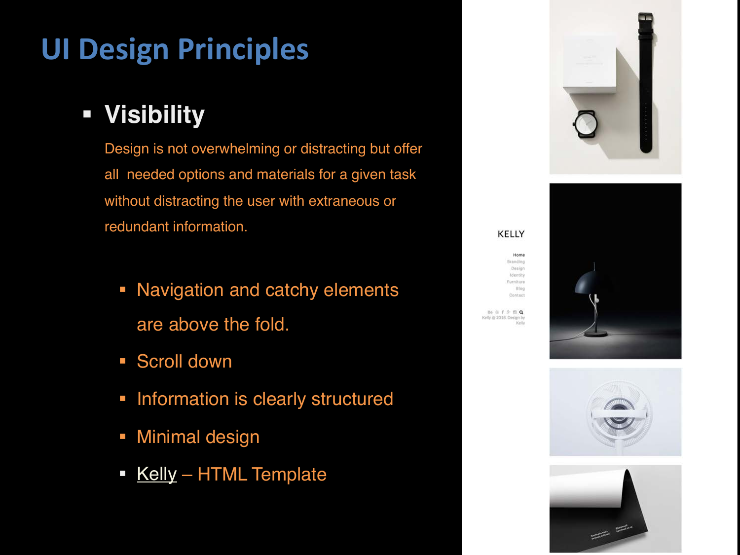# UI Design Principles

- **Visibility**

  Design is not overwhelming or distracting but offer all needed options and materials for a given task without distracting the user with extraneous or redundant information.

  - Navigation and catchy elements are above the fold.
  - Scroll down
  - Information is clearly structured
  - Minimal design
  - Kelly – HTML Template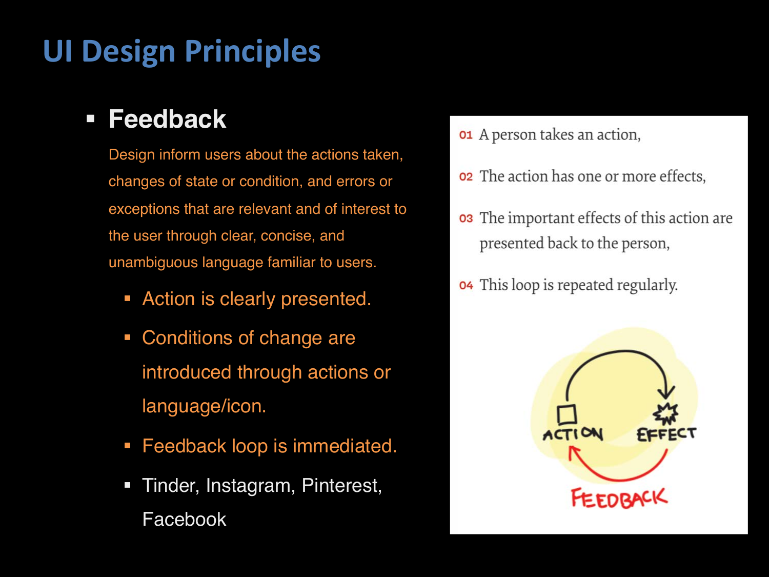# UI Design Principles

- **Feedback**

  Design inform users about the actions taken, changes of state or condition, and errors or exceptions that are relevant and of interest to the user through clear, concise, and unambiguous language familiar to users.

  - Action is clearly presented.
  - Conditions of change are introduced through actions or language/icon.
  - Feedback loop is immediated.
  - Tinder, Instagram, Pinterest, Facebook

01 A person takes an action,

02 The action has one or more effects,

03 The important effects of this action are presented back to the person,

04 This loop is repeated regularly.

ACTION EFFECT FEEDBACK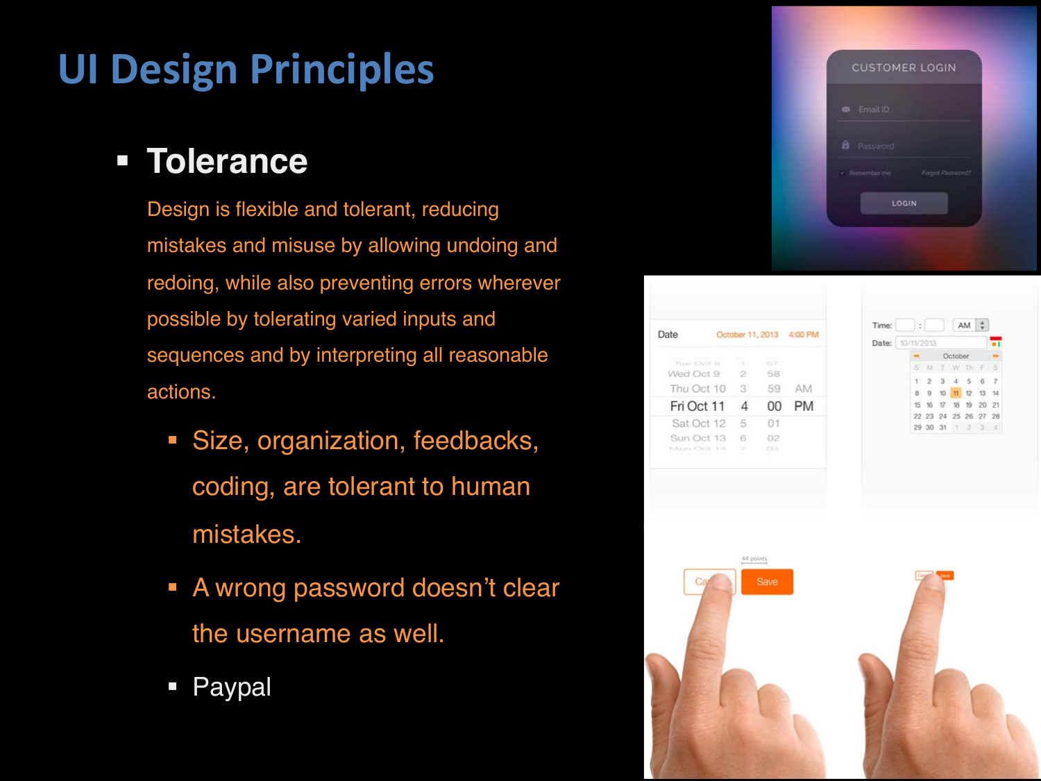# UI Design Principles

- **Tolerance**

  Design is flexible and tolerant, reducing mistakes and misuse by allowing undoing and redoing, while also preventing errors wherever possible by tolerating varied inputs and sequences and by interpreting all reasonable actions.

  - Size, organization, feedbacks, coding, are tolerant to human mistakes.
  - A wrong password doesn't clear the username as well.
  - Paypal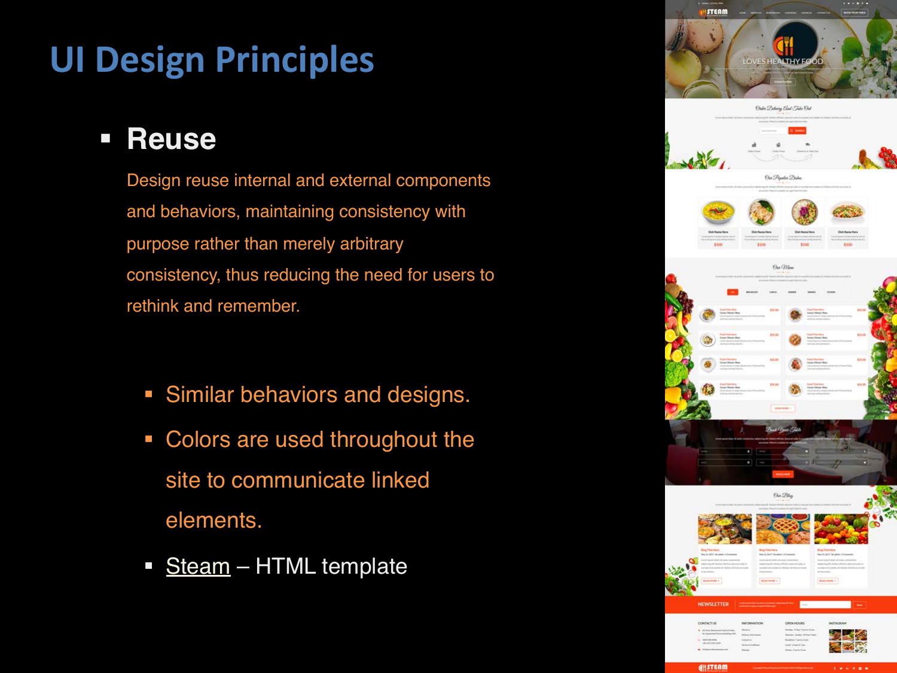# UI Design Principles

- **Reuse**

  Design reuse internal and external components and behaviors, maintaining consistency with purpose rather than merely arbitrary consistency, thus reducing the need for users to rethink and remember.

  - Similar behaviors and designs.
  - Colors are used throughout the site to communicate linked elements.
  - Steam – HTML template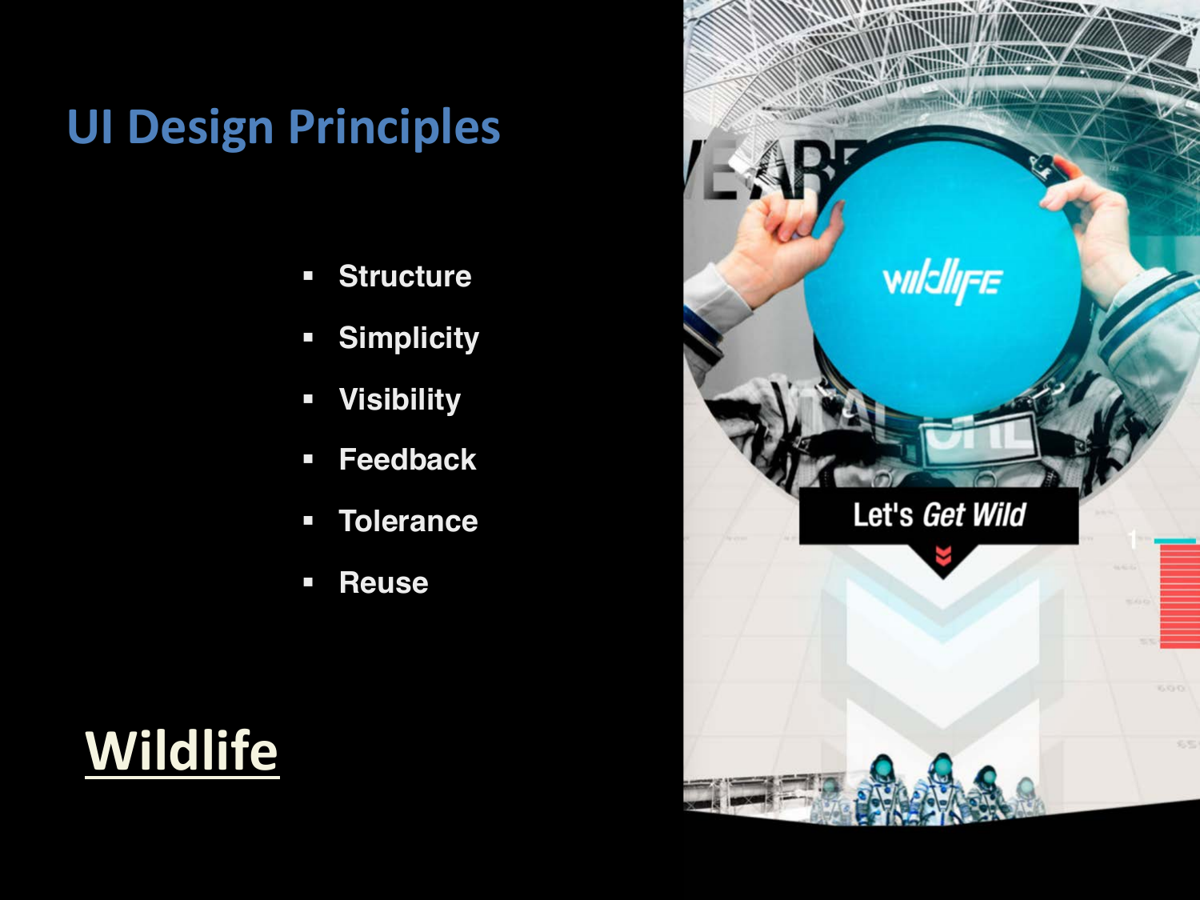# UI Design Principles

- Structure
- Simplicity
- Visibility
- Feedback
- Tolerance
- Reuse

**Wildlife**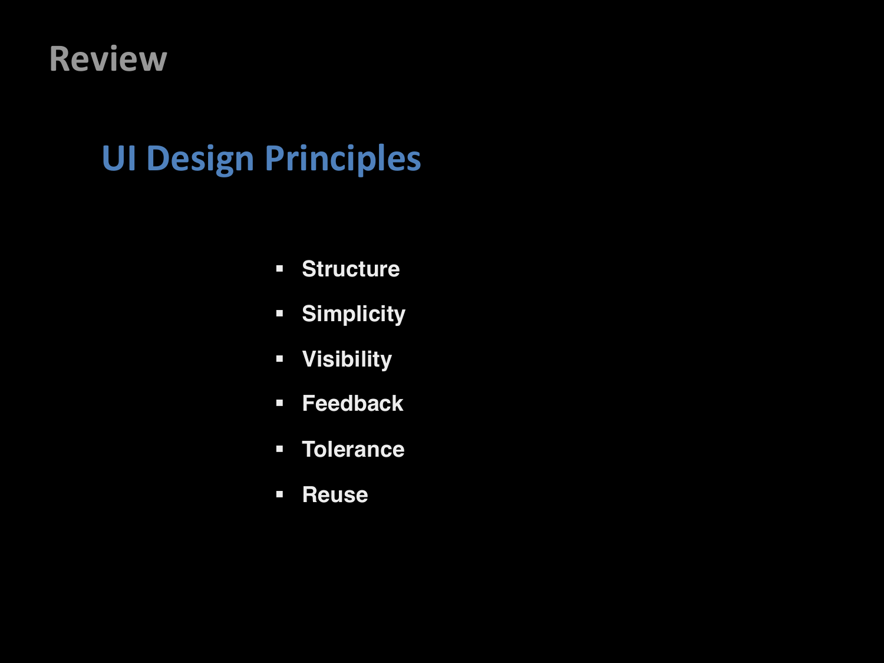# Review

## UI Design Principles

- Structure
- Simplicity
- Visibility
- Feedback
- Tolerance
- Reuse